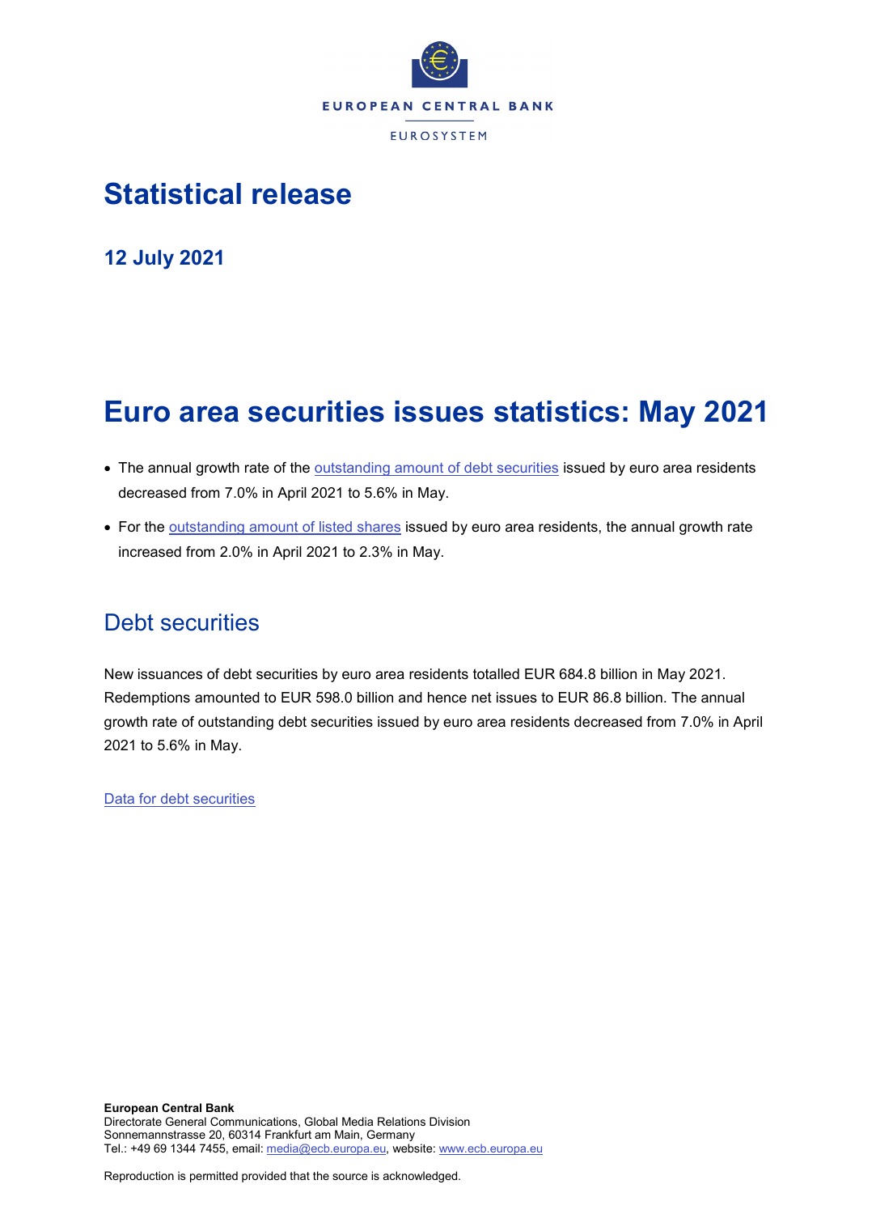EUROPEAN CENTRAL BANK

EUROSYSTEM

# Statistical release

**12 July 2021**

# Euro area securities issues statistics: May 2021

- The annual growth rate of the outstanding amount of debt securities issued by euro area residents decreased from 7.0% in April 2021 to 5.6% in May.
- For the outstanding amount of listed shares issued by euro area residents, the annual growth rate increased from 2.0% in April 2021 to 2.3% in May.

## Debt securities

New issuances of debt securities by euro area residents totalled EUR 684.8 billion in May 2021. Redemptions amounted to EUR 598.0 billion and hence net issues to EUR 86.8 billion. The annual growth rate of outstanding debt securities issued by euro area residents decreased from 7.0% in April 2021 to 5.6% in May.

Data for debt securities

**European Central Bank**
Directorate General Communications, Global Media Relations Division
Sonnemannstrasse 20, 60314 Frankfurt am Main, Germany
Tel.: +49 69 1344 7455, email: media@ecb.europa.eu, website: www.ecb.europa.eu

Reproduction is permitted provided that the source is acknowledged.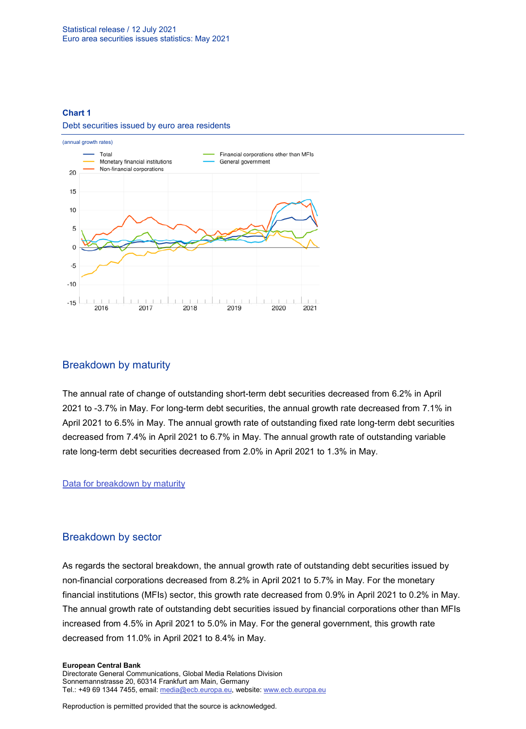**Chart 1**

Debt securities issued by euro area residents

(annual growth rates)

## Breakdown by maturity

The annual rate of change of outstanding short-term debt securities decreased from 6.2% in April 2021 to -3.7% in May. For long-term debt securities, the annual growth rate decreased from 7.1% in April 2021 to 6.5% in May. The annual growth rate of outstanding fixed rate long-term debt securities decreased from 7.4% in April 2021 to 6.7% in May. The annual growth rate of outstanding variable rate long-term debt securities decreased from 2.0% in April 2021 to 1.3% in May.

[Data for breakdown by maturity]

## Breakdown by sector

As regards the sectoral breakdown, the annual growth rate of outstanding debt securities issued by non-financial corporations decreased from 8.2% in April 2021 to 5.7% in May. For the monetary financial institutions (MFIs) sector, this growth rate decreased from 0.9% in April 2021 to 0.2% in May. The annual growth rate of outstanding debt securities issued by financial corporations other than MFIs increased from 4.5% in April 2021 to 5.0% in May. For the general government, this growth rate decreased from 11.0% in April 2021 to 8.4% in May.

**European Central Bank**
Directorate General Communications, Global Media Relations Division
Sonnemannstrasse 20, 60314 Frankfurt am Main, Germany
Tel.: +49 69 1344 7455, email: media@ecb.europa.eu, website: www.ecb.europa.eu

Reproduction is permitted provided that the source is acknowledged.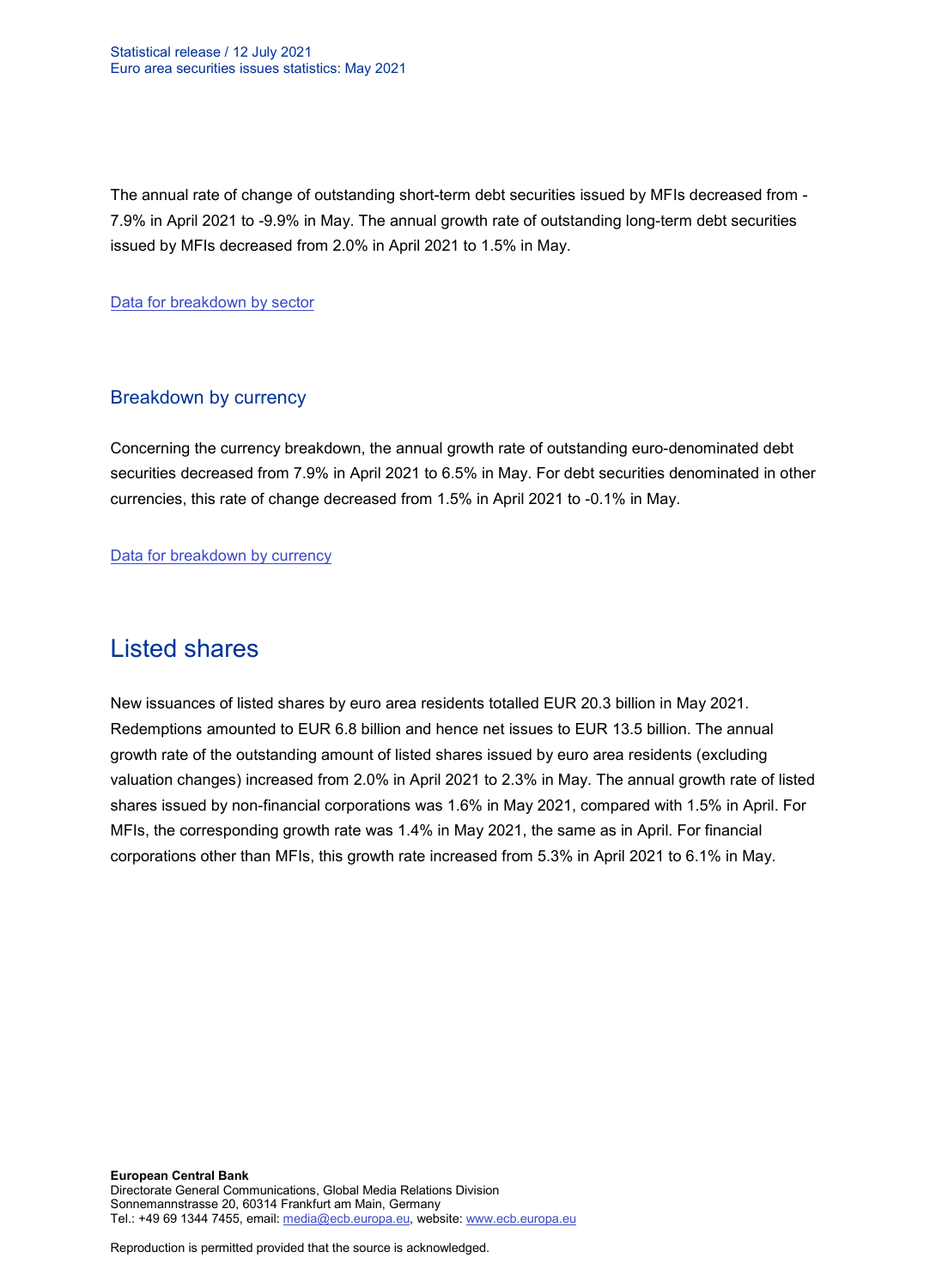The annual rate of change of outstanding short-term debt securities issued by MFIs decreased from -7.9% in April 2021 to -9.9% in May. The annual growth rate of outstanding long-term debt securities issued by MFIs decreased from 2.0% in April 2021 to 1.5% in May.

[Data for breakdown by sector](#)

## Breakdown by currency

Concerning the currency breakdown, the annual growth rate of outstanding euro-denominated debt securities decreased from 7.9% in April 2021 to 6.5% in May. For debt securities denominated in other currencies, this rate of change decreased from 1.5% in April 2021 to -0.1% in May.

[Data for breakdown by currency](#)

# Listed shares

New issuances of listed shares by euro area residents totalled EUR 20.3 billion in May 2021. Redemptions amounted to EUR 6.8 billion and hence net issues to EUR 13.5 billion. The annual growth rate of the outstanding amount of listed shares issued by euro area residents (excluding valuation changes) increased from 2.0% in April 2021 to 2.3% in May. The annual growth rate of listed shares issued by non-financial corporations was 1.6% in May 2021, compared with 1.5% in April. For MFIs, the corresponding growth rate was 1.4% in May 2021, the same as in April. For financial corporations other than MFIs, this growth rate increased from 5.3% in April 2021 to 6.1% in May.

**European Central Bank**
Directorate General Communications, Global Media Relations Division
Sonnemannstrasse 20, 60314 Frankfurt am Main, Germany
Tel.: +49 69 1344 7455, email: media@ecb.europa.eu, website: www.ecb.europa.eu

Reproduction is permitted provided that the source is acknowledged.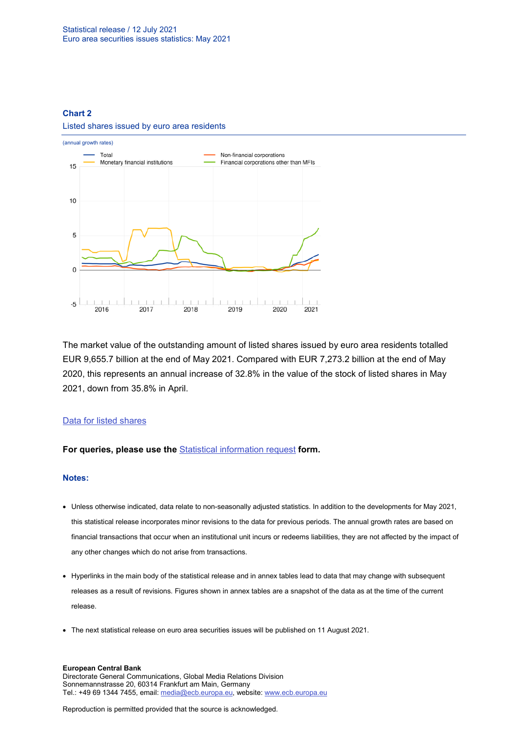**Chart 2**

Listed shares issued by euro area residents

(annual growth rates)

The market value of the outstanding amount of listed shares issued by euro area residents totalled EUR 9,655.7 billion at the end of May 2021. Compared with EUR 7,273.2 billion at the end of May 2020, this represents an annual increase of 32.8% in the value of the stock of listed shares in May 2021, down from 35.8% in April.

[Data for listed shares]

**For queries, please use the** [Statistical information request] **form.**

**Notes:**

- Unless otherwise indicated, data relate to non-seasonally adjusted statistics. In addition to the developments for May 2021, this statistical release incorporates minor revisions to the data for previous periods. The annual growth rates are based on financial transactions that occur when an institutional unit incurs or redeems liabilities, they are not affected by the impact of any other changes which do not arise from transactions.
- Hyperlinks in the main body of the statistical release and in annex tables lead to data that may change with subsequent releases as a result of revisions. Figures shown in annex tables are a snapshot of the data as at the time of the current release.
- The next statistical release on euro area securities issues will be published on 11 August 2021.

**European Central Bank**
Directorate General Communications, Global Media Relations Division
Sonnemannstrasse 20, 60314 Frankfurt am Main, Germany
Tel.: +49 69 1344 7455, email: media@ecb.europa.eu, website: www.ecb.europa.eu

Reproduction is permitted provided that the source is acknowledged.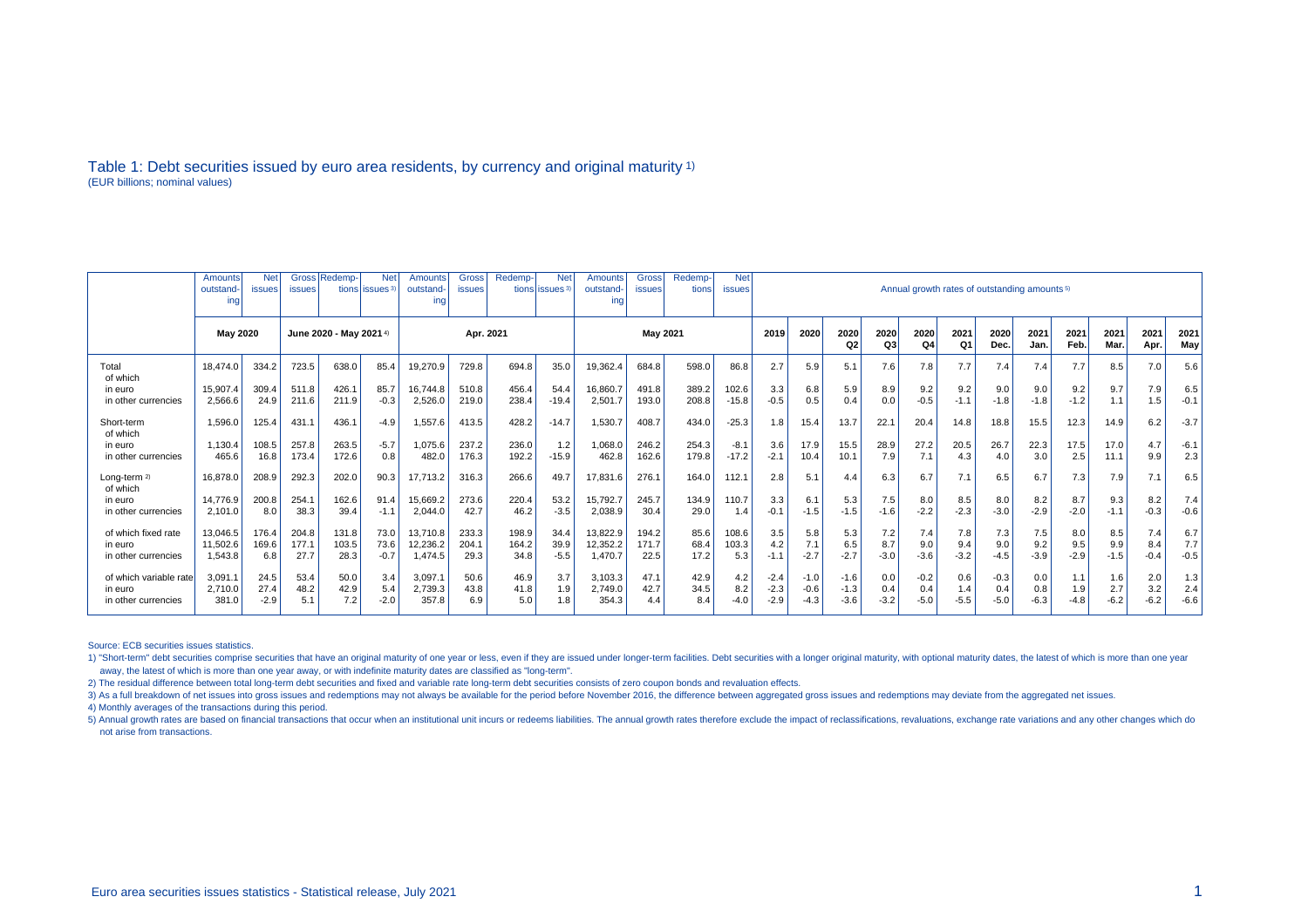# Table 1: Debt securities issued by euro area residents, by currency and original maturity [1)]

(EUR billions; nominal values)

| | Amounts outstanding | Net issues | Gross issues | Redemptions | Net issues [3)] | Amounts outstanding | Gross issues | Redemptions | Net issues [3)] | Amounts outstanding | Gross issues | Redemptions | Net issues | Annual growth rates of outstanding amounts [5)] | | | | | | | | | | | | |
|---|---|---|---|---|---|---|---|---|---|---|---|---|---|---|---|---|---|---|---|---|---|---|---|---|---|---|
| | May 2020 | | June 2020 - May 2021 [4)] | | | Apr. 2021 | | | | May 2021 | | | | 2019 | 2020 | 2020 Q2 | 2020 Q3 | 2020 Q4 | 2021 Q1 | 2020 Dec. | 2021 Jan. | 2021 Feb. | 2021 Mar. | 2021 Apr. | 2021 May |
| Total | 18,474.0 | 334.2 | 723.5 | 638.0 | 85.4 | 19,270.9 | 729.8 | 694.8 | 35.0 | 19,362.4 | 684.8 | 598.0 | 86.8 | 2.7 | 5.9 | 5.1 | 7.6 | 7.8 | 7.7 | 7.4 | 7.4 | 7.7 | 8.5 | 7.0 | 5.6 |
| of which | | | | | | | | | | | | | | | | | | | | | | | | | |
| in euro | 15,907.4 | 309.4 | 511.8 | 426.1 | 85.7 | 16,744.8 | 510.8 | 456.4 | 54.4 | 16,860.7 | 491.8 | 389.2 | 102.6 | 3.3 | 6.8 | 5.9 | 8.9 | 9.2 | 9.2 | 9.0 | 9.0 | 9.2 | 9.7 | 7.9 | 6.5 |
| in other currencies | 2,566.6 | 24.9 | 211.6 | 211.9 | -0.3 | 2,526.0 | 219.0 | 238.4 | -19.4 | 2,501.7 | 193.0 | 208.8 | -15.8 | -0.5 | 0.5 | 0.4 | 0.0 | -0.5 | -1.1 | -1.8 | -1.8 | -1.2 | 1.1 | 1.5 | -0.1 |
| Short-term | 1,596.0 | 125.4 | 431.1 | 436.1 | -4.9 | 1,557.6 | 413.5 | 428.2 | -14.7 | 1,530.7 | 408.7 | 434.0 | -25.3 | 1.8 | 15.4 | 13.7 | 22.1 | 20.4 | 14.8 | 18.8 | 15.5 | 12.3 | 14.9 | 6.2 | -3.7 |
| of which | | | | | | | | | | | | | | | | | | | | | | | | | |
| in euro | 1,130.4 | 108.5 | 257.8 | 263.5 | -5.7 | 1,075.6 | 237.2 | 236.0 | 1.2 | 1,068.0 | 246.2 | 254.3 | -8.1 | 3.6 | 17.9 | 15.5 | 28.9 | 27.2 | 20.5 | 26.7 | 22.3 | 17.5 | 17.0 | 4.7 | -6.1 |
| in other currencies | 465.6 | 16.8 | 173.4 | 172.6 | 0.8 | 482.0 | 176.3 | 192.2 | -15.9 | 462.8 | 162.6 | 179.8 | -17.2 | -2.1 | 10.4 | 10.1 | 7.9 | 7.1 | 4.3 | 4.0 | 3.0 | 2.5 | 11.1 | 9.9 | 2.3 |
| Long-term [2)] | 16,878.0 | 208.9 | 292.3 | 202.0 | 90.3 | 17,713.2 | 316.3 | 266.6 | 49.7 | 17,831.6 | 276.1 | 164.0 | 112.1 | 2.8 | 5.1 | 4.4 | 6.3 | 6.7 | 7.1 | 6.5 | 6.7 | 7.3 | 7.9 | 7.1 | 6.5 |
| of which | | | | | | | | | | | | | | | | | | | | | | | | | |
| in euro | 14,776.9 | 200.8 | 254.1 | 162.6 | 91.4 | 15,669.2 | 273.6 | 220.4 | 53.2 | 15,792.7 | 245.7 | 134.9 | 110.7 | 3.3 | 6.1 | 5.3 | 7.5 | 8.0 | 8.5 | 8.0 | 8.2 | 8.7 | 9.3 | 8.2 | 7.4 |
| in other currencies | 2,101.0 | 8.0 | 38.3 | 39.4 | -1.1 | 2,044.0 | 42.7 | 46.2 | -3.5 | 2,038.9 | 30.4 | 29.0 | 1.4 | -0.1 | -1.5 | -1.5 | -1.6 | -2.2 | -2.3 | -3.0 | -2.9 | -2.0 | -1.1 | -0.3 | -0.6 |
| of which fixed rate | 13,046.5 | 176.4 | 204.8 | 131.8 | 73.0 | 13,710.8 | 233.3 | 198.9 | 34.4 | 13,822.9 | 194.2 | 85.6 | 108.6 | 3.5 | 5.8 | 5.3 | 7.2 | 7.4 | 7.8 | 7.3 | 7.5 | 8.0 | 8.5 | 7.4 | 6.7 |
| in euro | 11,502.6 | 169.6 | 177.1 | 103.5 | 73.6 | 12,236.2 | 204.1 | 164.2 | 39.9 | 12,352.2 | 171.7 | 68.4 | 103.3 | 4.2 | 7.1 | 6.5 | 8.7 | 9.0 | 9.4 | 9.0 | 9.2 | 9.5 | 9.9 | 8.4 | 7.7 |
| in other currencies | 1,543.8 | 6.8 | 27.7 | 28.3 | -0.7 | 1,474.5 | 29.3 | 34.8 | -5.5 | 1,470.7 | 22.5 | 17.2 | 5.3 | -1.1 | -2.7 | -2.7 | -3.0 | -3.6 | -3.2 | -4.5 | -3.9 | -2.9 | -1.5 | -0.4 | -0.5 |
| of which variable rate | 3,091.1 | 24.5 | 53.4 | 50.0 | 3.4 | 3,097.1 | 50.6 | 46.9 | 3.7 | 3,103.3 | 47.1 | 42.9 | 4.2 | -2.4 | -1.0 | -1.6 | 0.0 | -0.2 | 0.6 | -0.3 | 0.0 | 1.1 | 1.6 | 2.0 | 1.3 |
| in euro | 2,710.0 | 27.4 | 48.2 | 42.9 | 5.4 | 2,739.3 | 43.8 | 41.8 | 1.9 | 2,749.0 | 42.7 | 34.5 | 8.2 | -2.3 | -0.6 | -1.3 | 0.4 | 0.4 | 1.4 | 0.4 | 0.8 | 1.9 | 2.7 | 3.2 | 2.4 |
| in other currencies | 381.0 | -2.9 | 5.1 | 7.2 | -2.0 | 357.8 | 6.9 | 5.0 | 1.8 | 354.3 | 4.4 | 8.4 | -4.0 | -2.9 | -4.3 | -3.6 | -3.2 | -5.0 | -5.5 | -5.0 | -6.3 | -4.8 | -6.2 | -6.2 | -6.6 |

Source: ECB securities issues statistics.

1) "Short-term" debt securities comprise securities that have an original maturity of one year or less, even if they are issued under longer-term facilities. Debt securities with a longer original maturity, with optional maturity dates, the latest of which is more than one year away, the latest of which is more than one year away, or with indefinite maturity dates are classified as "long-term".

2) The residual difference between total long-term debt securities and fixed and variable rate long-term debt securities consists of zero coupon bonds and revaluation effects.

3) As a full breakdown of net issues into gross issues and redemptions may not always be available for the period before November 2016, the difference between aggregated gross issues and redemptions may deviate from the aggregated net issues.

4) Monthly averages of the transactions during this period.

5) Annual growth rates are based on financial transactions that occur when an institutional unit incurs or redeems liabilities. The annual growth rates therefore exclude the impact of reclassifications, revaluations, exchange rate variations and any other changes which do not arise from transactions.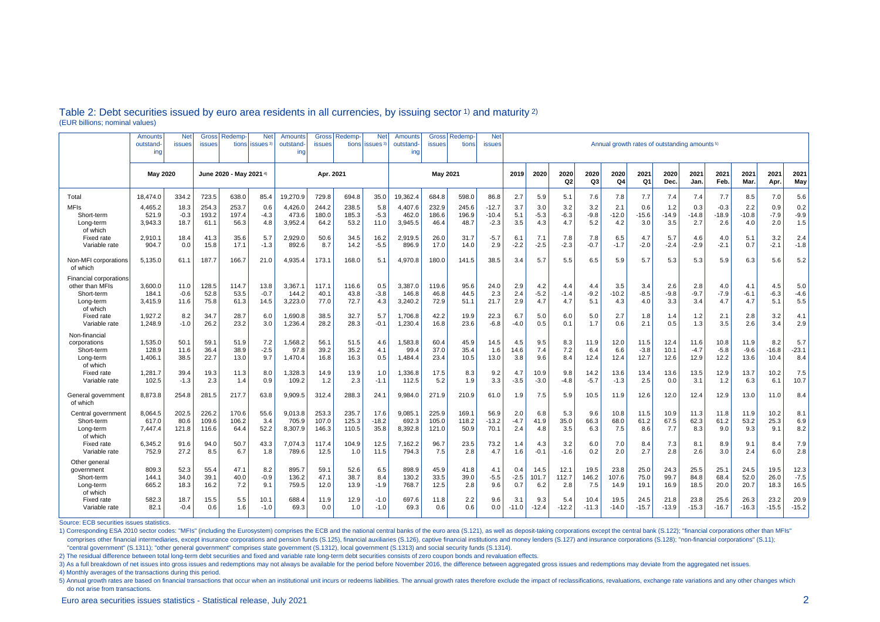## Table 2: Debt securities issued by euro area residents in all currencies, by issuing sector 1) and maturity 2)

(EUR billions; nominal values)

| | Amounts outstand-ing | Net issues | Gross issues | Redemp-tions | Net issues 3) | Amounts outstand-ing | Gross issues | Redemp-tions | Net issues 3) | Amounts outstand-ing | Gross issues | Redemp-tions | Net issues | Annual growth rates of outstanding amounts 5) | | | | | | | | | | | | |
|---|---|---|---|---|---|---|---|---|---|---|---|---|---|---|---|---|---|---|---|---|---|---|---|---|---|---|
| | May 2020 | | June 2020 - May 2021 4) | | | Apr. 2021 | | | | May 2021 | | | | 2019 | 2020 | 2020 Q2 | 2020 Q3 | 2020 Q4 | 2021 Q1 | 2020 Dec. | 2021 Jan. | 2021 Feb. | 2021 Mar. | 2021 Apr. | 2021 May |
| Total | 18,474.0 | 334.2 | 723.5 | 638.0 | 85.4 | 19,270.9 | 729.8 | 694.8 | 35.0 | 19,362.4 | 684.8 | 598.0 | 86.8 | 2.7 | 5.9 | 5.1 | 7.6 | 7.8 | 7.7 | 7.4 | 7.4 | 7.7 | 8.5 | 7.0 | 5.6 |
| MFIs | 4,465.2 | 18.3 | 254.3 | 253.7 | 0.6 | 4,426.0 | 244.2 | 238.5 | 5.8 | 4,407.6 | 232.9 | 245.6 | -12.7 | 3.7 | 3.0 | 3.2 | 3.2 | 2.1 | 0.6 | 1.2 | 0.3 | -0.3 | 2.2 | 0.9 | 0.2 |
| Short-term | 521.9 | -0.3 | 193.2 | 197.4 | -4.3 | 473.6 | 180.0 | 185.3 | -5.3 | 462.0 | 186.6 | 196.9 | -10.4 | 5.1 | -5.3 | -6.3 | -9.8 | -12.0 | -15.6 | -14.9 | -14.8 | -18.9 | -10.8 | -7.9 | -9.9 |
| Long-term | 3,943.3 | 18.7 | 61.1 | 56.3 | 4.8 | 3,952.4 | 64.2 | 53.2 | 11.0 | 3,945.5 | 46.4 | 48.7 | -2.3 | 3.5 | 4.3 | 4.7 | 5.2 | 4.2 | 3.0 | 3.5 | 2.7 | 2.6 | 4.0 | 2.0 | 1.5 |
| of which | | | | | | | | | | | | | | | | | | | | | | | | | |
| Fixed rate | 2,910.1 | 18.4 | 41.3 | 35.6 | 5.7 | 2,929.0 | 50.6 | 34.5 | 16.2 | 2,919.5 | 26.0 | 31.7 | -5.7 | 6.1 | 7.1 | 7.8 | 7.8 | 6.5 | 4.7 | 5.7 | 4.6 | 4.0 | 5.1 | 3.2 | 2.4 |
| Variable rate | 904.7 | 0.0 | 15.8 | 17.1 | -1.3 | 892.6 | 8.7 | 14.2 | -5.5 | 896.9 | 17.0 | 14.0 | 2.9 | -2.2 | -2.5 | -2.3 | -0.7 | -1.7 | -2.0 | -2.4 | -2.9 | -2.1 | 0.7 | -2.1 | -1.8 |
| Non-MFI corporations | 5,135.0 | 61.1 | 187.7 | 166.7 | 21.0 | 4,935.4 | 173.1 | 168.0 | 5.1 | 4,970.8 | 180.0 | 141.5 | 38.5 | 3.4 | 5.7 | 5.5 | 6.5 | 5.9 | 5.7 | 5.3 | 5.3 | 5.9 | 6.3 | 5.6 | 5.2 |
| of which | | | | | | | | | | | | | | | | | | | | | | | | | |
| Financial corporations other than MFIs | 3,600.0 | 11.0 | 128.5 | 114.7 | 13.8 | 3,367.1 | 117.1 | 116.6 | 0.5 | 3,387.0 | 119.6 | 95.6 | 24.0 | 2.9 | 4.2 | 4.4 | 4.4 | 3.5 | 3.4 | 2.6 | 2.8 | 4.0 | 4.1 | 4.5 | 5.0 |
| Short-term | 184.1 | -0.6 | 52.8 | 53.5 | -0.7 | 144.2 | 40.1 | 43.8 | -3.8 | 146.8 | 46.8 | 44.5 | 2.3 | 2.4 | -5.2 | -1.4 | -9.2 | -10.2 | -8.5 | -9.8 | -9.7 | -7.9 | -6.1 | -6.3 | -4.6 |
| Long-term | 3,415.9 | 11.6 | 75.8 | 61.3 | 14.5 | 3,223.0 | 77.0 | 72.7 | 4.3 | 3,240.2 | 72.9 | 51.1 | 21.7 | 2.9 | 4.7 | 4.7 | 5.1 | 4.3 | 4.0 | 3.3 | 3.4 | 4.7 | 4.7 | 5.1 | 5.5 |
| of which | | | | | | | | | | | | | | | | | | | | | | | | | |
| Fixed rate | 1,927.2 | 8.2 | 34.7 | 28.7 | 6.0 | 1,690.8 | 38.5 | 32.7 | 5.7 | 1,706.8 | 42.2 | 19.9 | 22.3 | 6.7 | 5.0 | 6.0 | 5.0 | 2.7 | 1.8 | 1.4 | 1.2 | 2.1 | 2.8 | 3.2 | 4.1 |
| Variable rate | 1,248.9 | -1.0 | 26.2 | 23.2 | 3.0 | 1,236.4 | 28.2 | 28.3 | -0.1 | 1,230.4 | 16.8 | 23.6 | -6.8 | -4.0 | 0.5 | 0.1 | 1.7 | 0.6 | 2.1 | 0.5 | 1.3 | 3.5 | 2.6 | 3.4 | 2.9 |
| Non-financial corporations | 1,535.0 | 50.1 | 59.1 | 51.9 | 7.2 | 1,568.2 | 56.1 | 51.5 | 4.6 | 1,583.8 | 60.4 | 45.9 | 14.5 | 4.5 | 9.5 | 8.3 | 11.9 | 12.0 | 11.5 | 12.4 | 11.6 | 10.8 | 11.9 | 8.2 | 5.7 |
| Short-term | 128.9 | 11.6 | 36.4 | 38.9 | -2.5 | 97.8 | 39.2 | 35.2 | 4.1 | 99.4 | 37.0 | 35.4 | 1.6 | 14.6 | 7.4 | 7.2 | 6.4 | 6.6 | -3.8 | 10.1 | -4.7 | -5.8 | -9.6 | -16.8 | -23.1 |
| Long-term | 1,406.1 | 38.5 | 22.7 | 13.0 | 9.7 | 1,470.4 | 16.8 | 16.3 | 0.5 | 1,484.4 | 23.4 | 10.5 | 13.0 | 3.8 | 9.6 | 8.4 | 12.4 | 12.4 | 12.7 | 12.6 | 12.9 | 12.2 | 13.6 | 10.4 | 8.4 |
| of which | | | | | | | | | | | | | | | | | | | | | | | | | |
| Fixed rate | 1,281.7 | 39.4 | 19.3 | 11.3 | 8.0 | 1,328.3 | 14.9 | 13.9 | 1.0 | 1,336.8 | 17.5 | 8.3 | 9.2 | 4.7 | 10.9 | 9.8 | 14.2 | 13.6 | 13.4 | 13.6 | 13.5 | 12.9 | 13.7 | 10.2 | 7.5 |
| Variable rate | 102.5 | -1.3 | 2.3 | 1.4 | 0.9 | 109.2 | 1.2 | 2.3 | -1.1 | 112.5 | 5.2 | 1.9 | 3.3 | -3.5 | -3.0 | -4.8 | -5.7 | -1.3 | 2.5 | 0.0 | 3.1 | 1.2 | 6.3 | 6.1 | 10.7 |
| General government | 8,873.8 | 254.8 | 281.5 | 217.7 | 63.8 | 9,909.5 | 312.4 | 288.3 | 24.1 | 9,984.0 | 271.9 | 210.9 | 61.0 | 1.9 | 7.5 | 5.9 | 10.5 | 11.9 | 12.6 | 12.0 | 12.4 | 12.9 | 13.0 | 11.0 | 8.4 |
| of which | | | | | | | | | | | | | | | | | | | | | | | | | |
| Central government | 8,064.5 | 202.5 | 226.2 | 170.6 | 55.6 | 9,013.8 | 253.3 | 235.7 | 17.6 | 9,085.1 | 225.9 | 169.1 | 56.9 | 2.0 | 6.8 | 5.3 | 9.6 | 10.8 | 11.5 | 10.9 | 11.3 | 11.8 | 11.9 | 10.2 | 8.1 |
| Short-term | 617.0 | 80.6 | 109.6 | 106.2 | 3.4 | 705.9 | 107.0 | 125.3 | -18.2 | 692.3 | 105.0 | 118.2 | -13.2 | -4.7 | 41.9 | 35.0 | 66.3 | 68.0 | 61.2 | 67.5 | 62.3 | 61.2 | 53.2 | 25.3 | 6.9 |
| Long-term | 7,447.4 | 121.8 | 116.6 | 64.4 | 52.2 | 8,307.9 | 146.3 | 110.5 | 35.8 | 8,392.8 | 121.0 | 50.9 | 70.1 | 2.4 | 4.8 | 3.5 | 6.3 | 7.5 | 8.6 | 7.7 | 8.3 | 9.0 | 9.3 | 9.1 | 8.2 |
| of which | | | | | | | | | | | | | | | | | | | | | | | | | |
| Fixed rate | 6,345.2 | 91.6 | 94.0 | 50.7 | 43.3 | 7,074.3 | 117.4 | 104.9 | 12.5 | 7,162.2 | 96.7 | 23.5 | 73.2 | 1.4 | 4.3 | 3.2 | 6.0 | 7.0 | 8.4 | 7.3 | 8.1 | 8.9 | 9.1 | 8.4 | 7.9 |
| Variable rate | 752.9 | 27.2 | 8.5 | 6.7 | 1.8 | 789.6 | 12.5 | 1.0 | 11.5 | 794.3 | 7.5 | 2.8 | 4.7 | 1.6 | -0.1 | -1.6 | 0.2 | 2.0 | 2.7 | 2.8 | 2.6 | 3.0 | 2.4 | 6.0 | 2.8 |
| Other general government | 809.3 | 52.3 | 55.4 | 47.1 | 8.2 | 895.7 | 59.1 | 52.6 | 6.5 | 898.9 | 45.9 | 41.8 | 4.1 | 0.4 | 14.5 | 12.1 | 19.5 | 23.8 | 25.0 | 24.3 | 25.5 | 25.1 | 24.5 | 19.5 | 12.3 |
| Short-term | 144.1 | 34.0 | 39.1 | 40.0 | -0.9 | 136.2 | 47.1 | 38.7 | 8.4 | 130.2 | 33.5 | 39.0 | -5.5 | -2.5 | 101.7 | 112.7 | 146.2 | 107.6 | 75.0 | 99.7 | 84.8 | 68.4 | 52.0 | 26.0 | -7.5 |
| Long-term | 665.2 | 18.3 | 16.2 | 7.2 | 9.1 | 759.5 | 12.0 | 13.9 | -1.9 | 768.7 | 12.5 | 2.8 | 9.6 | 0.7 | 6.2 | 2.8 | 7.5 | 14.9 | 19.1 | 16.9 | 18.5 | 20.0 | 20.7 | 18.3 | 16.5 |
| of which | | | | | | | | | | | | | | | | | | | | | | | | | |
| Fixed rate | 582.3 | 18.7 | 15.5 | 5.5 | 10.1 | 688.4 | 11.9 | 12.9 | -1.0 | 697.6 | 11.8 | 2.2 | 9.6 | 3.1 | 9.3 | 5.4 | 10.4 | 19.5 | 24.5 | 21.8 | 23.8 | 25.6 | 26.3 | 23.2 | 20.9 |
| Variable rate | 82.1 | -0.4 | 0.6 | 1.6 | -1.0 | 69.3 | 0.0 | 1.0 | -1.0 | 69.3 | 0.6 | 0.6 | 0.0 | -11.0 | -12.4 | -12.2 | -11.3 | -14.0 | -15.7 | -13.9 | -15.3 | -16.7 | -16.3 | -15.5 | -15.2 |

Source: ECB securities issues statistics.

1) Corresponding ESA 2010 sector codes: "MFIs" (including the Eurosystem) comprises the ECB and the national central banks of the euro area (S.121), as well as deposit-taking corporations except the central bank (S.122); "financial corporations other than MFIs" comprises other financial intermediaries, except insurance corporations and pension funds (S.125), financial auxiliaries (S.126), captive financial institutions and money lenders (S.127) and insurance corporations (S.128); "non-financial corporations" (S.11); "central government" (S.1311); "other general government" comprises state government (S.1312), local government (S.1313) and social security funds (S.1314).

2) The residual difference between total long-term debt securities and fixed and variable rate long-term debt securities consists of zero coupon bonds and revaluation effects.

3) As a full breakdown of net issues into gross issues and redemptions may not always be available for the period before November 2016, the difference between aggregated gross issues and redemptions may deviate from the aggregated net issues.

4) Monthly averages of the transactions during this period.

5) Annual growth rates are based on financial transactions that occur when an institutional unit incurs or redeems liabilities. The annual growth rates therefore exclude the impact of reclassifications, revaluations, exchange rate variations and any other changes which do not arise from transactions.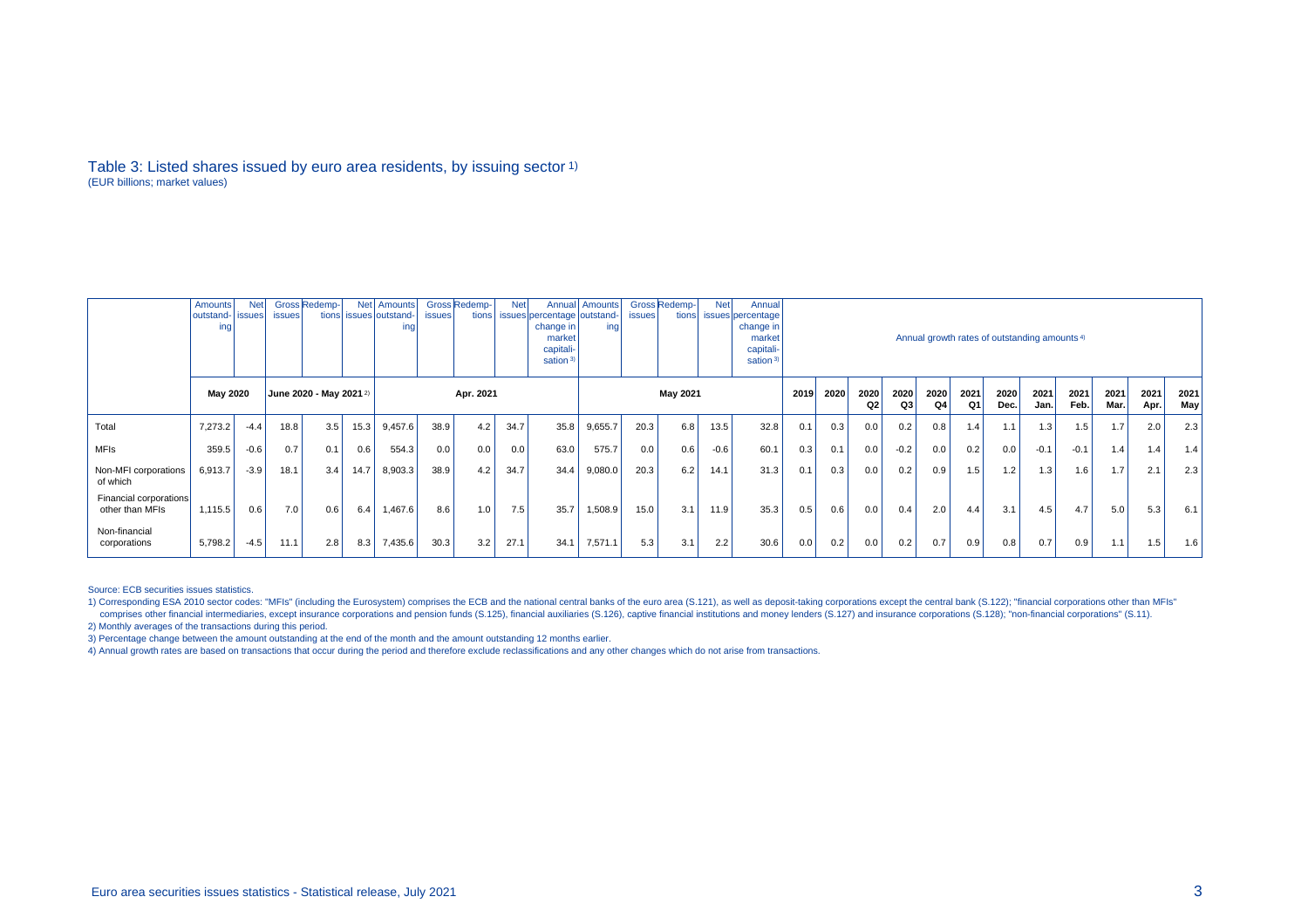Table 3: Listed shares issued by euro area residents, by issuing sector [1)]

(EUR billions; market values)

| | Amounts outstand-ing | Net issues | Gross issues | Redemp-tions | Net issues | Amounts outstand-ing | Gross issues | Redemp-tions | Net issues | Annual percentage change in market capitali-sation [3)] | Amounts outstand-ing | Gross issues | Redemp-tions | Net issues | Annual percentage change in market capitali-sation [3)] | Annual growth rates of outstanding amounts [4)] | | | | | | | | | | | |
|---|---|---|---|---|---|---|---|---|---|---|---|---|---|---|---|---|---|---|---|---|---|---|---|---|---|---|---|
| | May 2020 | | June 2020 - May 2021 [2)] | | | Apr. 2021 | | | | | May 2021 | | | | | 2019 | 2020 | 2020 Q2 | 2020 Q3 | 2020 Q4 | 2021 Q1 | 2020 Dec. | 2021 Jan. | 2021 Feb. | 2021 Mar. | 2021 Apr. | 2021 May |
| Total | 7,273.2 | -4.4 | 18.8 | 3.5 | 15.3 | 9,457.6 | 38.9 | 4.2 | 34.7 | 35.8 | 9,655.7 | 20.3 | 6.8 | 13.5 | 32.8 | 0.1 | 0.3 | 0.0 | 0.2 | 0.8 | 1.4 | 1.1 | 1.3 | 1.5 | 1.7 | 2.0 | 2.3 |
| MFIs | 359.5 | -0.6 | 0.7 | 0.1 | 0.6 | 554.3 | 0.0 | 0.0 | 0.0 | 63.0 | 575.7 | 0.0 | 0.6 | -0.6 | 60.1 | 0.3 | 0.1 | 0.0 | -0.2 | 0.0 | 0.2 | 0.0 | -0.1 | -0.1 | 1.4 | 1.4 | 1.4 |
| Non-MFI corporations of which | 6,913.7 | -3.9 | 18.1 | 3.4 | 14.7 | 8,903.3 | 38.9 | 4.2 | 34.7 | 34.4 | 9,080.0 | 20.3 | 6.2 | 14.1 | 31.3 | 0.1 | 0.3 | 0.0 | 0.2 | 0.9 | 1.5 | 1.2 | 1.3 | 1.6 | 1.7 | 2.1 | 2.3 |
| Financial corporations other than MFIs | 1,115.5 | 0.6 | 7.0 | 0.6 | 6.4 | 1,467.6 | 8.6 | 1.0 | 7.5 | 35.7 | 1,508.9 | 15.0 | 3.1 | 11.9 | 35.3 | 0.5 | 0.6 | 0.0 | 0.4 | 2.0 | 4.4 | 3.1 | 4.5 | 4.7 | 5.0 | 5.3 | 6.1 |
| Non-financial corporations | 5,798.2 | -4.5 | 11.1 | 2.8 | 8.3 | 7,435.6 | 30.3 | 3.2 | 27.1 | 34.1 | 7,571.1 | 5.3 | 3.1 | 2.2 | 30.6 | 0.0 | 0.2 | 0.0 | 0.2 | 0.7 | 0.9 | 0.8 | 0.7 | 0.9 | 1.1 | 1.5 | 1.6 |

Source: ECB securities issues statistics.

1) Corresponding ESA 2010 sector codes: "MFIs" (including the Eurosystem) comprises the ECB and the national central banks of the euro area (S.121), as well as deposit-taking corporations except the central bank (S.122); "financial corporations other than MFIs" comprises other financial intermediaries, except insurance corporations and pension funds (S.125), financial auxiliaries (S.126), captive financial institutions and money lenders (S.127) and insurance corporations (S.128); "non-financial corporations" (S.11).

2) Monthly averages of the transactions during this period.

3) Percentage change between the amount outstanding at the end of the month and the amount outstanding 12 months earlier.

4) Annual growth rates are based on transactions that occur during the period and therefore exclude reclassifications and any other changes which do not arise from transactions.